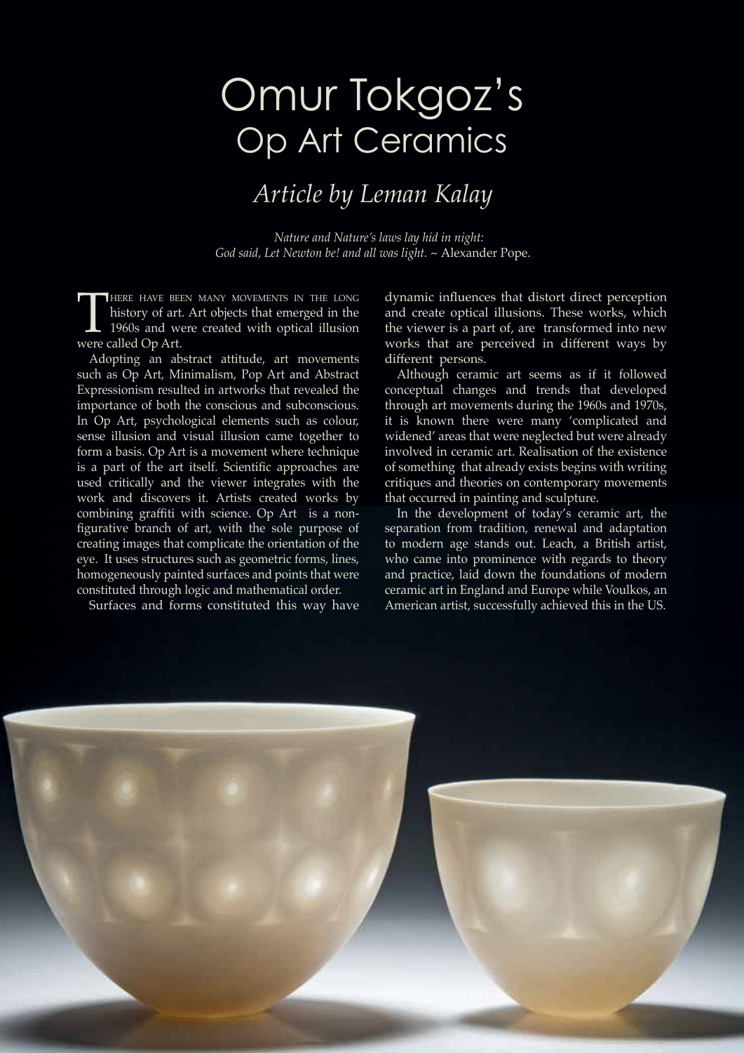# Omur Tokgoz's Op Art Ceramics

## *Article by Leman Kalay*

*Nature and Nature's laws lay hid in night:*
*God said, Let Newton be! and all was light.* ~ Alexander Pope.

There have been many movements in the long history of art. Art objects that emerged in the 1960s and were created with optical illusion were called Op Art.

Adopting an abstract attitude, art movements such as Op Art, Minimalism, Pop Art and Abstract Expressionism resulted in artworks that revealed the importance of both the conscious and subconscious. In Op Art, psychological elements such as colour, sense illusion and visual illusion came together to form a basis. Op Art is a movement where technique is a part of the art itself. Scientific approaches are used critically and the viewer integrates with the work and discovers it. Artists created works by combining graffiti with science. Op Art is a non-figurative branch of art, with the sole purpose of creating images that complicate the orientation of the eye. It uses structures such as geometric forms, lines, homogeneously painted surfaces and points that were constituted through logic and mathematical order.

Surfaces and forms constituted this way have dynamic influences that distort direct perception and create optical illusions. These works, which the viewer is a part of, are transformed into new works that are perceived in different ways by different persons.

Although ceramic art seems as if it followed conceptual changes and trends that developed through art movements during the 1960s and 1970s, it is known there were many 'complicated and widened' areas that were neglected but were already involved in ceramic art. Realisation of the existence of something that already exists begins with writing critiques and theories on contemporary movements that occurred in painting and sculpture.

In the development of today's ceramic art, the separation from tradition, renewal and adaptation to modern age stands out. Leach, a British artist, who came into prominence with regards to theory and practice, laid down the foundations of modern ceramic art in England and Europe while Voulkos, an American artist, successfully achieved this in the US.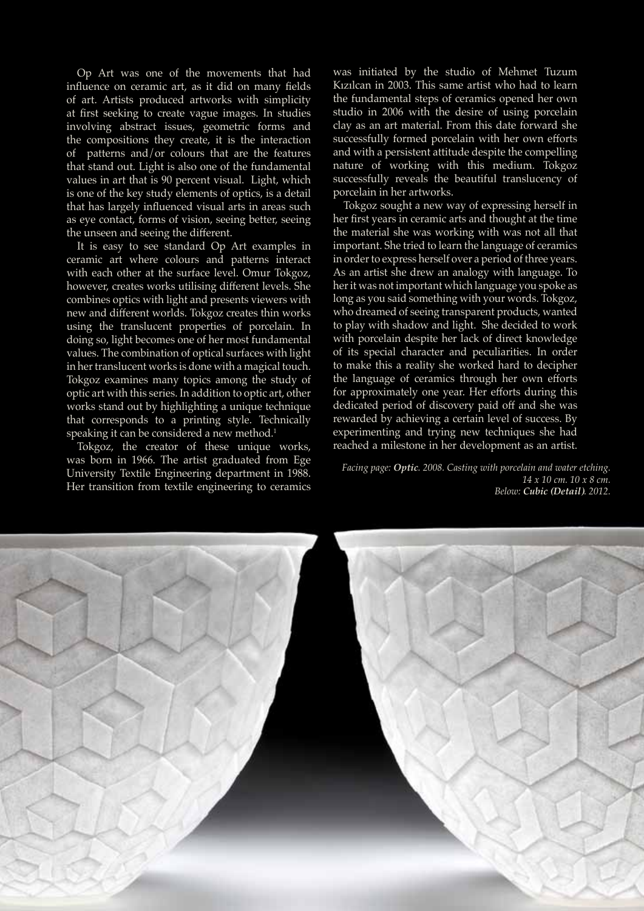Op Art was one of the movements that had influence on ceramic art, as it did on many fields of art. Artists produced artworks with simplicity at first seeking to create vague images. In studies involving abstract issues, geometric forms and the compositions they create, it is the interaction of patterns and/or colours that are the features that stand out. Light is also one of the fundamental values in art that is 90 percent visual. Light, which is one of the key study elements of optics, is a detail that has largely influenced visual arts in areas such as eye contact, forms of vision, seeing better, seeing the unseen and seeing the different.

It is easy to see standard Op Art examples in ceramic art where colours and patterns interact with each other at the surface level. Omur Tokgoz, however, creates works utilising different levels. She combines optics with light and presents viewers with new and different worlds. Tokgoz creates thin works using the translucent properties of porcelain. In doing so, light becomes one of her most fundamental values. The combination of optical surfaces with light in her translucent works is done with a magical touch. Tokgoz examines many topics among the study of optic art with this series. In addition to optic art, other works stand out by highlighting a unique technique that corresponds to a printing style. Technically speaking it can be considered a new method.[1]

Tokgoz, the creator of these unique works, was born in 1966. The artist graduated from Ege University Textile Engineering department in 1988. Her transition from textile engineering to ceramics was initiated by the studio of Mehmet Tuzum Kızılcan in 2003. This same artist who had to learn the fundamental steps of ceramics opened her own studio in 2006 with the desire of using porcelain clay as an art material. From this date forward she successfully formed porcelain with her own efforts and with a persistent attitude despite the compelling nature of working with this medium. Tokgoz successfully reveals the beautiful translucency of porcelain in her artworks.

Tokgoz sought a new way of expressing herself in her first years in ceramic arts and thought at the time the material she was working with was not all that important. She tried to learn the language of ceramics in order to express herself over a period of three years. As an artist she drew an analogy with language. To her it was not important which language you spoke as long as you said something with your words. Tokgoz, who dreamed of seeing transparent products, wanted to play with shadow and light. She decided to work with porcelain despite her lack of direct knowledge of its special character and peculiarities. In order to make this a reality she worked hard to decipher the language of ceramics through her own efforts for approximately one year. Her efforts during this dedicated period of discovery paid off and she was rewarded by achieving a certain level of success. By experimenting and trying new techniques she had reached a milestone in her development as an artist.

*Facing page: **Optic**. 2008. Casting with porcelain and water etching. 14 x 10 cm. 10 x 8 cm.*
*Below: **Cubic (Detail)**. 2012.*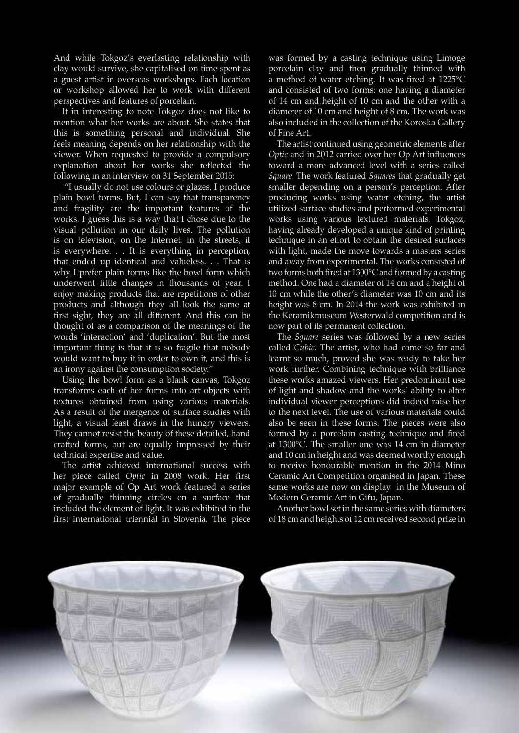And while Tokgoz's everlasting relationship with clay would survive, she capitalised on time spent as a guest artist in overseas workshops. Each location or workshop allowed her to work with different perspectives and features of porcelain.

It in interesting to note Tokgoz does not like to mention what her works are about. She states that this is something personal and individual. She feels meaning depends on her relationship with the viewer. When requested to provide a compulsory explanation about her works she reflected the following in an interview on 31 September 2015:

"I usually do not use colours or glazes, I produce plain bowl forms. But, I can say that transparency and fragility are the important features of the works. I guess this is a way that I chose due to the visual pollution in our daily lives. The pollution is on television, on the Internet, in the streets, it is everywhere. . . It is everything in perception, that ended up identical and valueless. . . That is why I prefer plain forms like the bowl form which underwent little changes in thousands of year. I enjoy making products that are repetitions of other products and although they all look the same at first sight, they are all different. And this can be thought of as a comparison of the meanings of the words 'interaction' and 'duplication'. But the most important thing is that it is so fragile that nobody would want to buy it in order to own it, and this is an irony against the consumption society."

Using the bowl form as a blank canvas, Tokgoz transforms each of her forms into art objects with textures obtained from using various materials. As a result of the mergence of surface studies with light, a visual feast draws in the hungry viewers. They cannot resist the beauty of these detailed, hand crafted forms, but are equally impressed by their technical expertise and value.

The artist achieved international success with her piece called *Optic* in 2008 work. Her first major example of Op Art work featured a series of gradually thinning circles on a surface that included the element of light. It was exhibited in the first international triennial in Slovenia. The piece was formed by a casting technique using Limoge porcelain clay and then gradually thinned with a method of water etching. It was fired at 1225°C and consisted of two forms: one having a diameter of 14 cm and height of 10 cm and the other with a diameter of 10 cm and height of 8 cm. The work was also included in the collection of the Koroska Gallery of Fine Art.

The artist continued using geometric elements after *Optic* and in 2012 carried over her Op Art influences toward a more advanced level with a series called *Square*. The work featured *Squares* that gradually get smaller depending on a person's perception. After producing works using water etching, the artist utilized surface studies and performed experimental works using various textured materials. Tokgoz, having already developed a unique kind of printing technique in an effort to obtain the desired surfaces with light, made the move towards a masters series and away from experimental. The works consisted of two forms both fired at 1300°C and formed by a casting method. One had a diameter of 14 cm and a height of 10 cm while the other's diameter was 10 cm and its height was 8 cm. In 2014 the work was exhibited in the Keramikmuseum Westerwald competition and is now part of its permanent collection.

The *Square* series was followed by a new series called *Cubic*. The artist, who had come so far and learnt so much, proved she was ready to take her work further. Combining technique with brilliance these works amazed viewers. Her predominant use of light and shadow and the works' ability to alter individual viewer perceptions did indeed raise her to the next level. The use of various materials could also be seen in these forms. The pieces were also formed by a porcelain casting technique and fired at 1300°C. The smaller one was 14 cm in diameter and 10 cm in height and was deemed worthy enough to receive honourable mention in the 2014 Mino Ceramic Art Competition organised in Japan. These same works are now on display in the Museum of Modern Ceramic Art in Gifu, Japan.

Another bowl set in the same series with diameters of 18 cm and heights of 12 cm received second prize in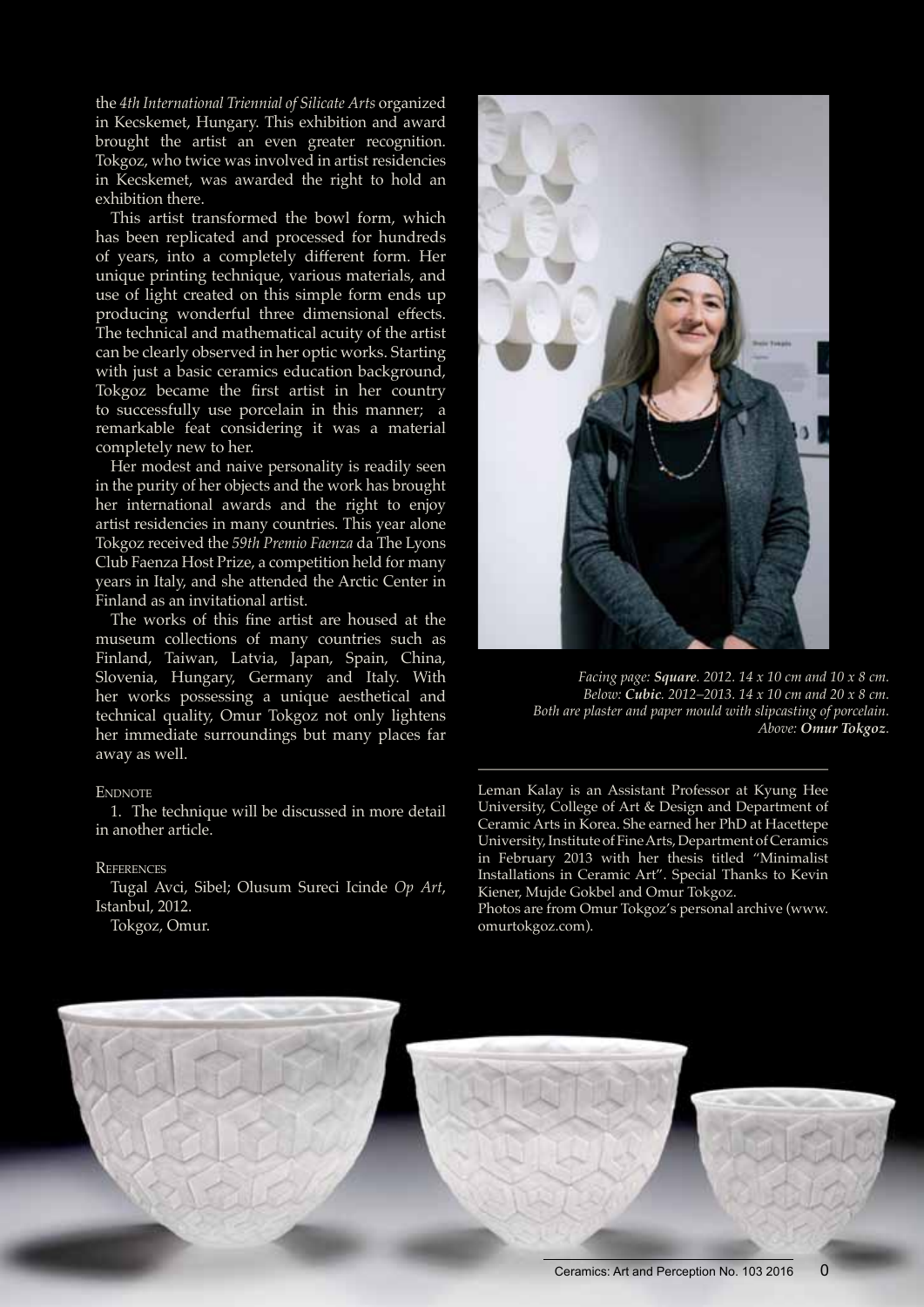the *4th International Triennial of Silicate Arts* organized in Kecskemet, Hungary. This exhibition and award brought the artist an even greater recognition. Tokgoz, who twice was involved in artist residencies in Kecskemet, was awarded the right to hold an exhibition there.

This artist transformed the bowl form, which has been replicated and processed for hundreds of years, into a completely different form. Her unique printing technique, various materials, and use of light created on this simple form ends up producing wonderful three dimensional effects. The technical and mathematical acuity of the artist can be clearly observed in her optic works. Starting with just a basic ceramics education background, Tokgoz became the first artist in her country to successfully use porcelain in this manner; a remarkable feat considering it was a material completely new to her.

Her modest and naive personality is readily seen in the purity of her objects and the work has brought her international awards and the right to enjoy artist residencies in many countries. This year alone Tokgoz received the *59th Premio Faenza* da The Lyons Club Faenza Host Prize, a competition held for many years in Italy, and she attended the Arctic Center in Finland as an invitational artist.

The works of this fine artist are housed at the museum collections of many countries such as Finland, Taiwan, Latvia, Japan, Spain, China, Slovenia, Hungary, Germany and Italy. With her works possessing a unique aesthetical and technical quality, Omur Tokgoz not only lightens her immediate surroundings but many places far away as well.

Endnote

1. The technique will be discussed in more detail in another article.

References

Tugal Avci, Sibel; Olusum Sureci Icinde *Op Art*, Istanbul, 2012.

Tokgoz, Omur.

*Facing page: **Square**. 2012. 14 x 10 cm and 10 x 8 cm.*
*Below: **Cubic**. 2012–2013. 14 x 10 cm and 20 x 8 cm.*
*Both are plaster and paper mould with slipcasting of porcelain.*
*Above: **Omur Tokgoz**.*

Leman Kalay is an Assistant Professor at Kyung Hee University, College of Art & Design and Department of Ceramic Arts in Korea. She earned her PhD at Hacettepe University, Institute of Fine Arts, Department of Ceramics in February 2013 with her thesis titled "Minimalist Installations in Ceramic Art". Special Thanks to Kevin Kiener, Mujde Gokbel and Omur Tokgoz.
Photos are from Omur Tokgoz's personal archive (www.omurtokgoz.com).